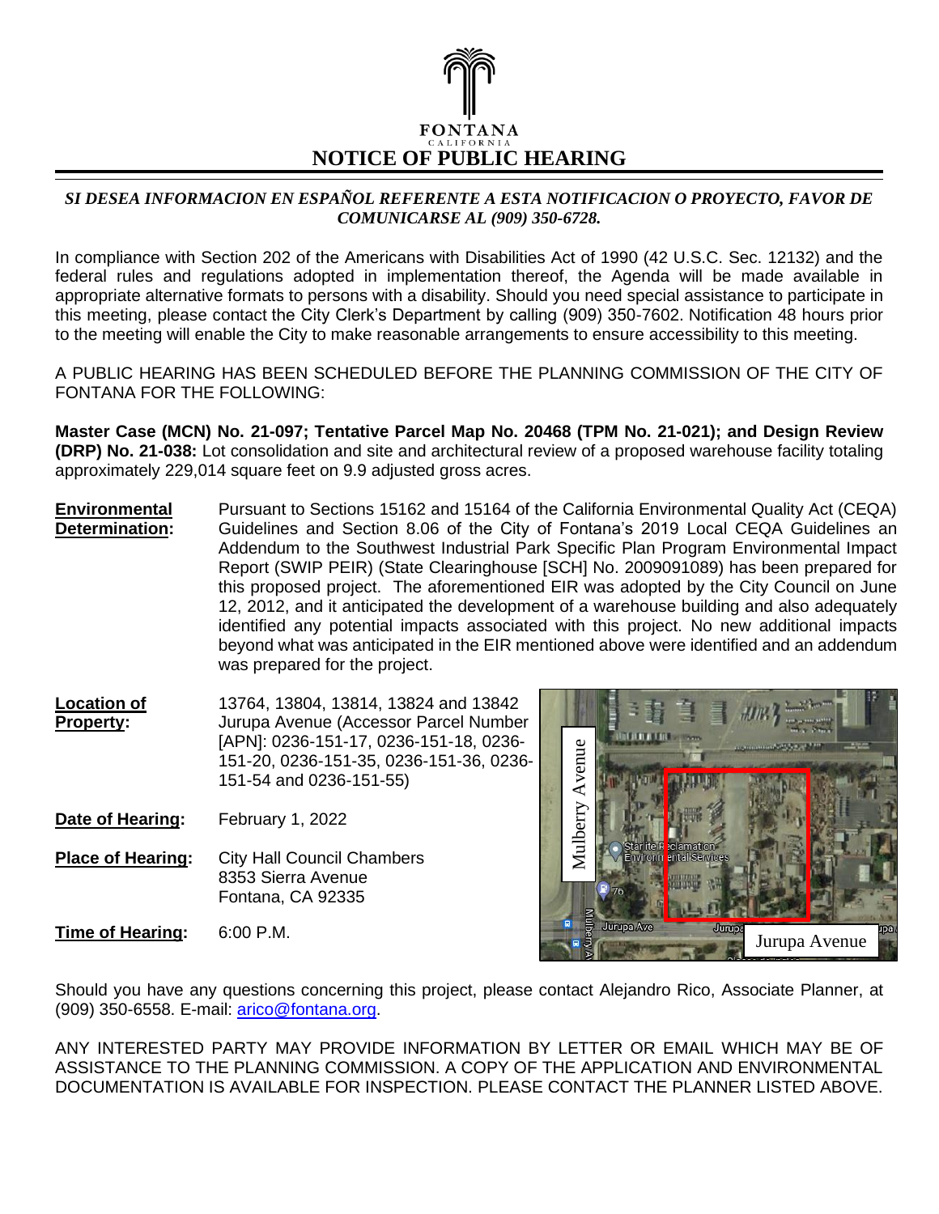FONTANA

CALIFORNIA

# NOTICE OF PUBLIC HEARING

***SI DESEA INFORMACION EN ESPAÑOL REFERENTE A ESTA NOTIFICACION O PROYECTO, FAVOR DE COMUNICARSE AL (909) 350-6728.***

In compliance with Section 202 of the Americans with Disabilities Act of 1990 (42 U.S.C. Sec. 12132) and the federal rules and regulations adopted in implementation thereof, the Agenda will be made available in appropriate alternative formats to persons with a disability. Should you need special assistance to participate in this meeting, please contact the City Clerk's Department by calling (909) 350-7602. Notification 48 hours prior to the meeting will enable the City to make reasonable arrangements to ensure accessibility to this meeting.

A PUBLIC HEARING HAS BEEN SCHEDULED BEFORE THE PLANNING COMMISSION OF THE CITY OF FONTANA FOR THE FOLLOWING:

**Master Case (MCN) No. 21-097; Tentative Parcel Map No. 20468 (TPM No. 21-021); and Design Review (DRP) No. 21-038:** Lot consolidation and site and architectural review of a proposed warehouse facility totaling approximately 229,014 square feet on 9.9 adjusted gross acres.

**Environmental Determination:** Pursuant to Sections 15162 and 15164 of the California Environmental Quality Act (CEQA) Guidelines and Section 8.06 of the City of Fontana's 2019 Local CEQA Guidelines an Addendum to the Southwest Industrial Park Specific Plan Program Environmental Impact Report (SWIP PEIR) (State Clearinghouse [SCH] No. 2009091089) has been prepared for this proposed project. The aforementioned EIR was adopted by the City Council on June 12, 2012, and it anticipated the development of a warehouse building and also adequately identified any potential impacts associated with this project. No new additional impacts beyond what was anticipated in the EIR mentioned above were identified and an addendum was prepared for the project.

**Location of Property:** 13764, 13804, 13814, 13824 and 13842 Jurupa Avenue (Accessor Parcel Number [APN]: 0236-151-17, 0236-151-18, 0236-151-20, 0236-151-35, 0236-151-36, 0236-151-54 and 0236-151-55)

**Date of Hearing:** February 1, 2022

**Place of Hearing:** City Hall Council Chambers
8353 Sierra Avenue
Fontana, CA 92335

**Time of Hearing:** 6:00 P.M.

Mulberry Avenue

Jurupa Avenue

Should you have any questions concerning this project, please contact Alejandro Rico, Associate Planner, at (909) 350-6558. E-mail: arico@fontana.org.

ANY INTERESTED PARTY MAY PROVIDE INFORMATION BY LETTER OR EMAIL WHICH MAY BE OF ASSISTANCE TO THE PLANNING COMMISSION. A COPY OF THE APPLICATION AND ENVIRONMENTAL DOCUMENTATION IS AVAILABLE FOR INSPECTION. PLEASE CONTACT THE PLANNER LISTED ABOVE.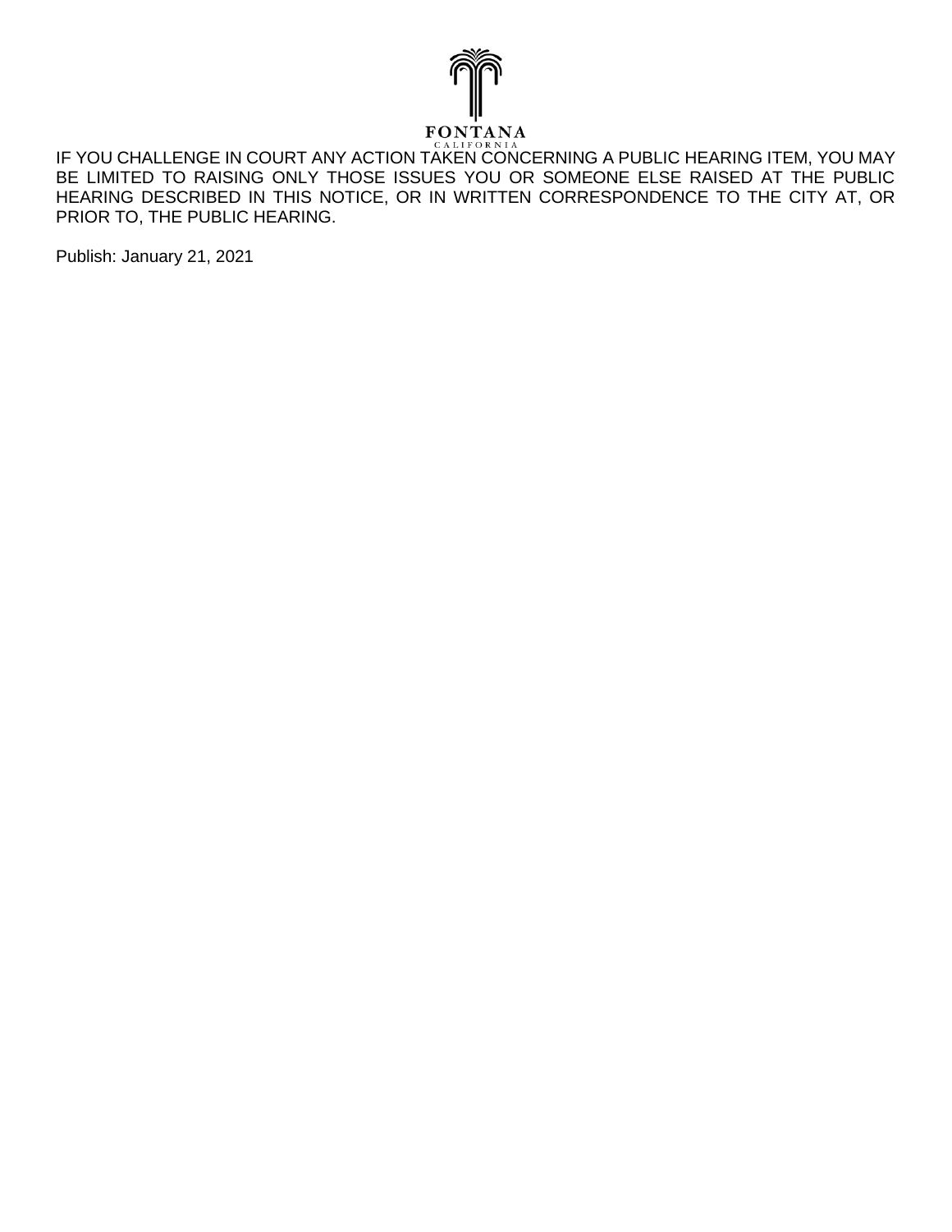FONTANA
CALIFORNIA

IF YOU CHALLENGE IN COURT ANY ACTION TAKEN CONCERNING A PUBLIC HEARING ITEM, YOU MAY BE LIMITED TO RAISING ONLY THOSE ISSUES YOU OR SOMEONE ELSE RAISED AT THE PUBLIC HEARING DESCRIBED IN THIS NOTICE, OR IN WRITTEN CORRESPONDENCE TO THE CITY AT, OR PRIOR TO, THE PUBLIC HEARING.

Publish: January 21, 2021